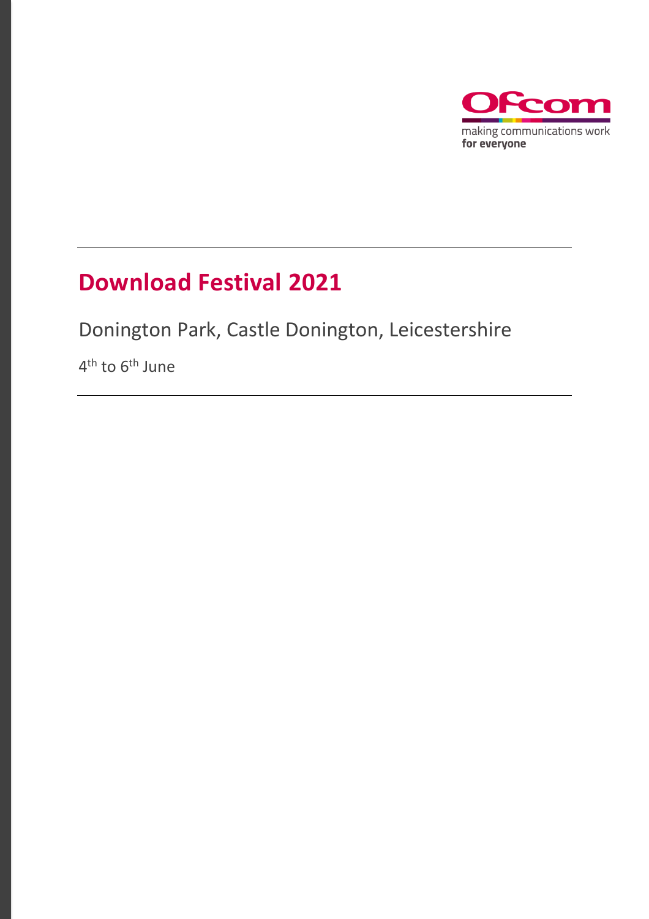Ofcom

making communications work
**for everyone**

# Download Festival 2021

Donington Park, Castle Donington, Leicestershire

4th to 6th June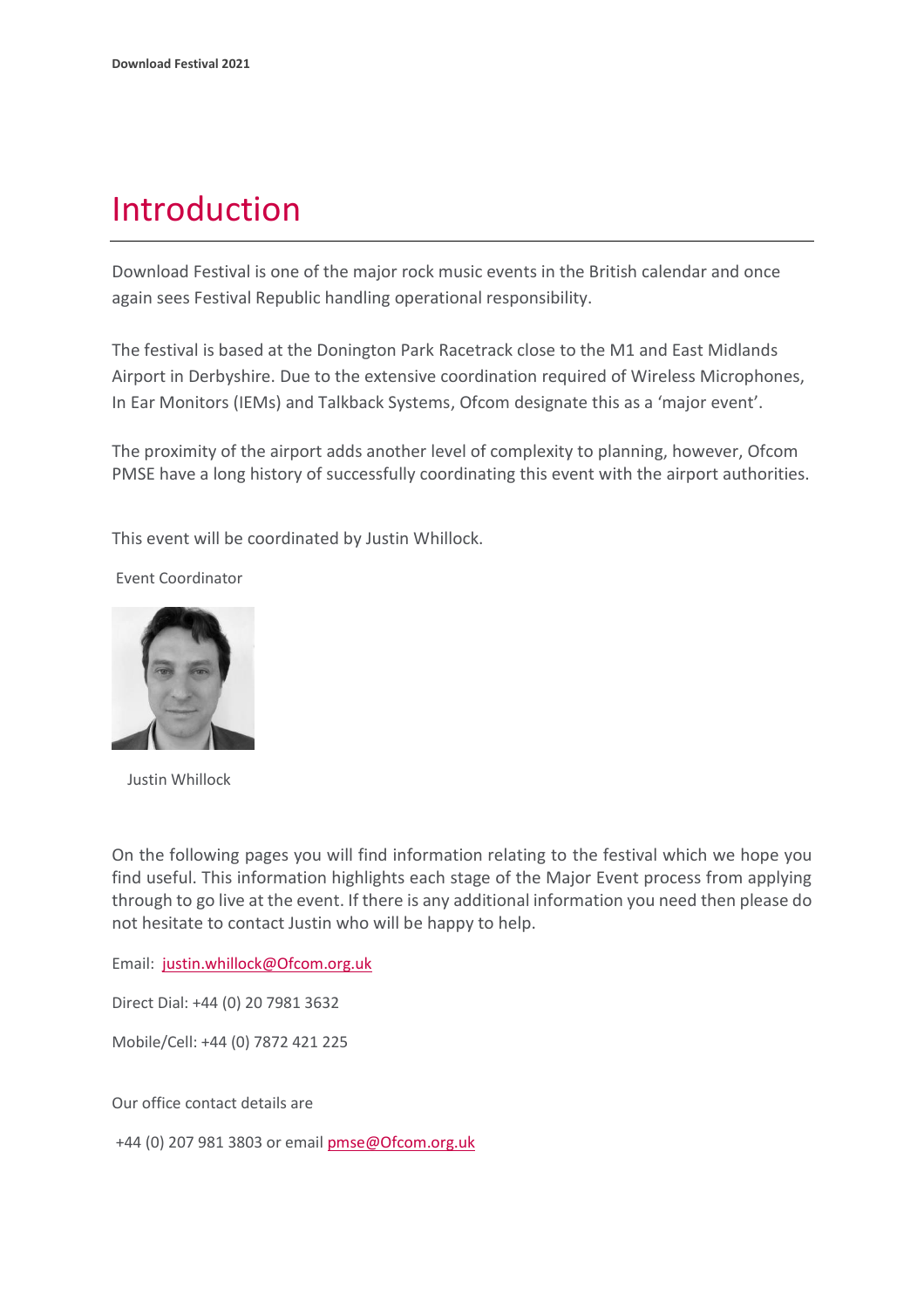# Introduction

Download Festival is one of the major rock music events in the British calendar and once again sees Festival Republic handling operational responsibility.

The festival is based at the Donington Park Racetrack close to the M1 and East Midlands Airport in Derbyshire. Due to the extensive coordination required of Wireless Microphones, In Ear Monitors (IEMs) and Talkback Systems, Ofcom designate this as a 'major event'.

The proximity of the airport adds another level of complexity to planning, however, Ofcom PMSE have a long history of successfully coordinating this event with the airport authorities.

This event will be coordinated by Justin Whillock.

Event Coordinator

Justin Whillock

On the following pages you will find information relating to the festival which we hope you find useful. This information highlights each stage of the Major Event process from applying through to go live at the event. If there is any additional information you need then please do not hesitate to contact Justin who will be happy to help.

Email: justin.whillock@Ofcom.org.uk

Direct Dial: +44 (0) 20 7981 3632

Mobile/Cell: +44 (0) 7872 421 225

Our office contact details are

+44 (0) 207 981 3803 or email pmse@Ofcom.org.uk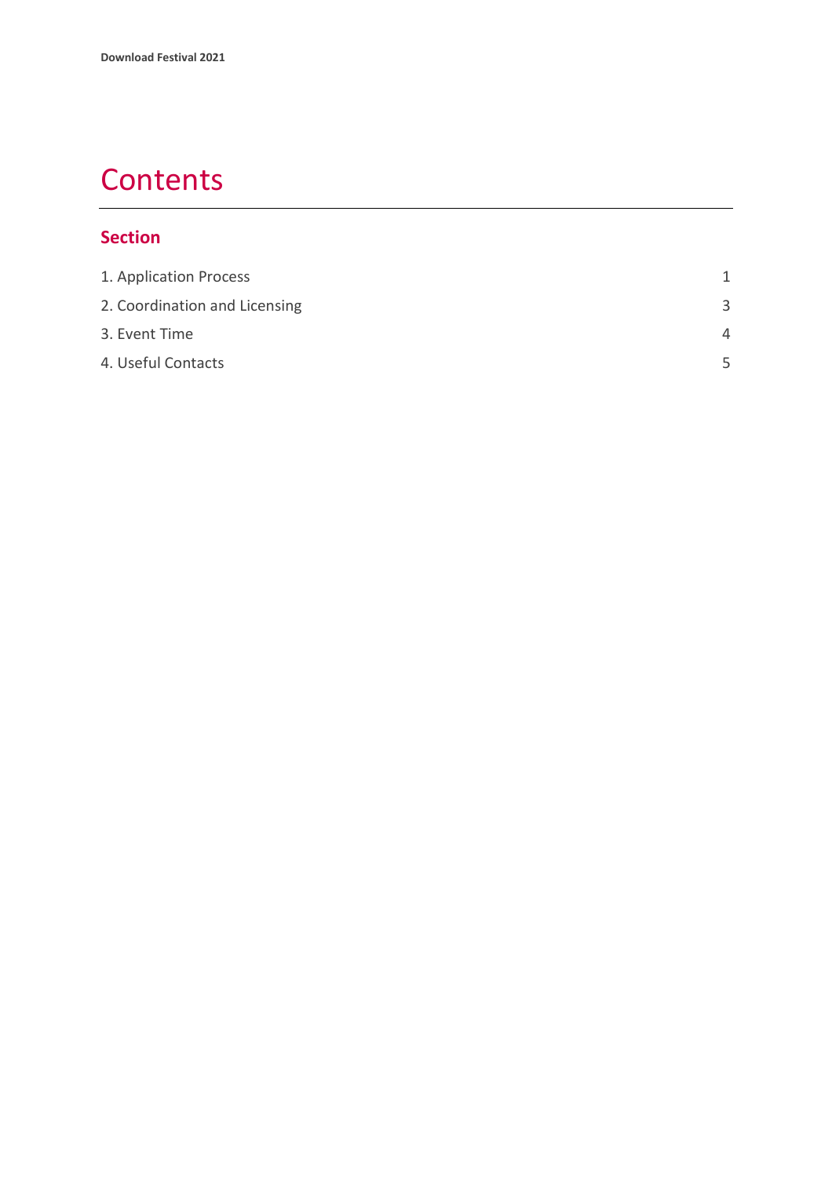# Contents

## Section

| | |
|---|---|
| 1. Application Process | 1 |
| 2. Coordination and Licensing | 3 |
| 3. Event Time | 4 |
| 4. Useful Contacts | 5 |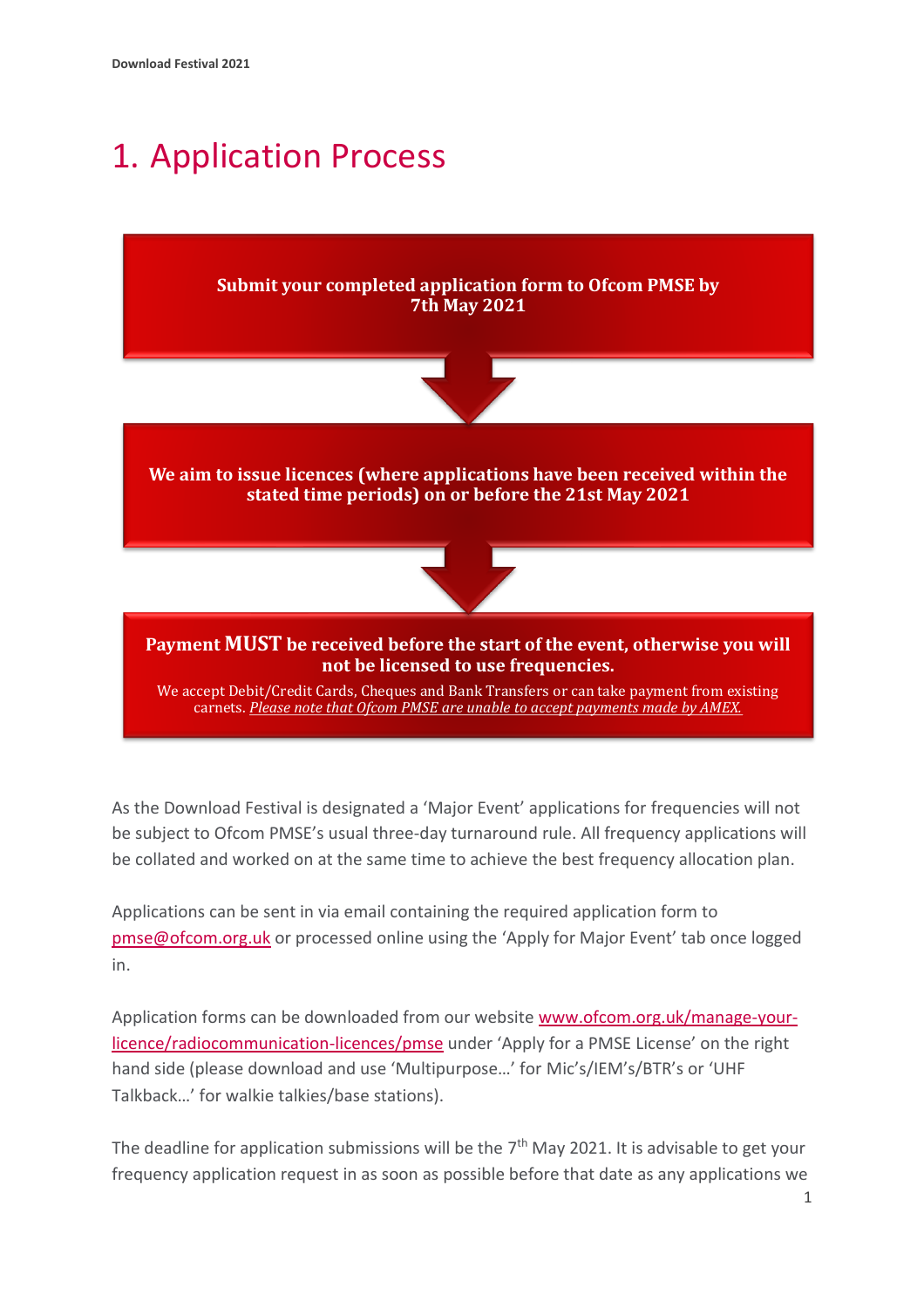# 1. Application Process

**Submit your completed application form to Ofcom PMSE by 7th May 2021**

↓

**We aim to issue licences (where applications have been received within the stated time periods) on or before the 21st May 2021**

↓

**Payment MUST be received before the start of the event, otherwise you will not be licensed to use frequencies.**

We accept Debit/Credit Cards, Cheques and Bank Transfers or can take payment from existing carnets. *Please note that Ofcom PMSE are unable to accept payments made by AMEX.*

As the Download Festival is designated a 'Major Event' applications for frequencies will not be subject to Ofcom PMSE's usual three-day turnaround rule. All frequency applications will be collated and worked on at the same time to achieve the best frequency allocation plan.

Applications can be sent in via email containing the required application form to pmse@ofcom.org.uk or processed online using the 'Apply for Major Event' tab once logged in.

Application forms can be downloaded from our website www.ofcom.org.uk/manage-your-licence/radiocommunication-licences/pmse under 'Apply for a PMSE License' on the right hand side (please download and use 'Multipurpose…' for Mic's/IEM's/BTR's or 'UHF Talkback…' for walkie talkies/base stations).

The deadline for application submissions will be the 7th May 2021. It is advisable to get your frequency application request in as soon as possible before that date as any applications we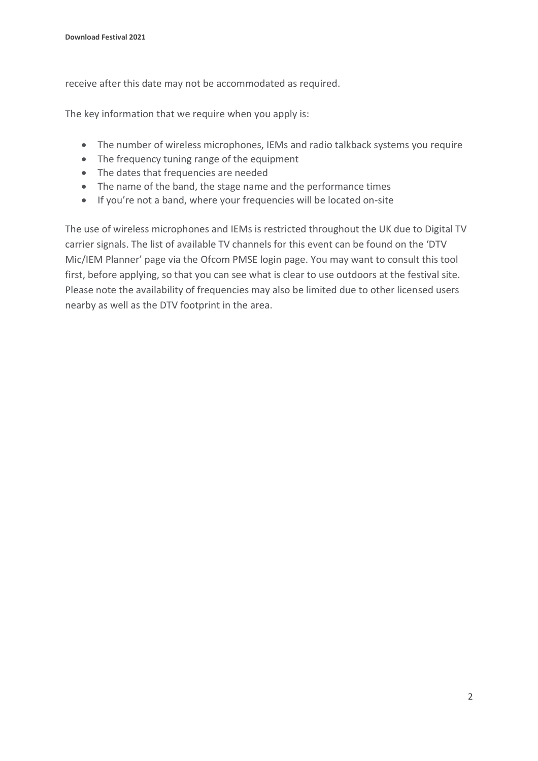receive after this date may not be accommodated as required.

The key information that we require when you apply is:

- The number of wireless microphones, IEMs and radio talkback systems you require
- The frequency tuning range of the equipment
- The dates that frequencies are needed
- The name of the band, the stage name and the performance times
- If you're not a band, where your frequencies will be located on-site

The use of wireless microphones and IEMs is restricted throughout the UK due to Digital TV carrier signals. The list of available TV channels for this event can be found on the 'DTV Mic/IEM Planner' page via the Ofcom PMSE login page. You may want to consult this tool first, before applying, so that you can see what is clear to use outdoors at the festival site. Please note the availability of frequencies may also be limited due to other licensed users nearby as well as the DTV footprint in the area.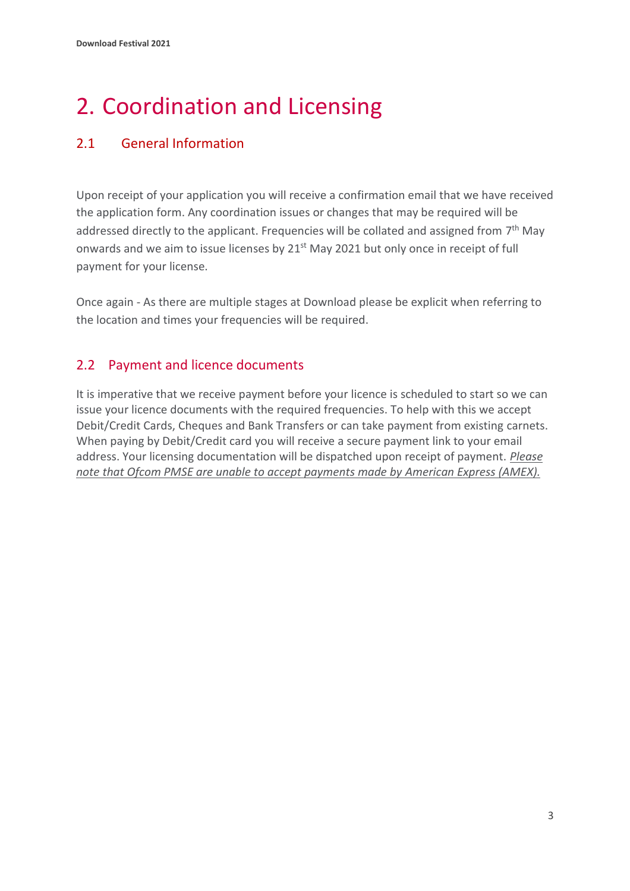# 2. Coordination and Licensing

## 2.1 General Information

Upon receipt of your application you will receive a confirmation email that we have received the application form. Any coordination issues or changes that may be required will be addressed directly to the applicant. Frequencies will be collated and assigned from 7th May onwards and we aim to issue licenses by 21st May 2021 but only once in receipt of full payment for your license.

Once again - As there are multiple stages at Download please be explicit when referring to the location and times your frequencies will be required.

## 2.2 Payment and licence documents

It is imperative that we receive payment before your licence is scheduled to start so we can issue your licence documents with the required frequencies. To help with this we accept Debit/Credit Cards, Cheques and Bank Transfers or can take payment from existing carnets. When paying by Debit/Credit card you will receive a secure payment link to your email address. Your licensing documentation will be dispatched upon receipt of payment. *Please note that Ofcom PMSE are unable to accept payments made by American Express (AMEX).*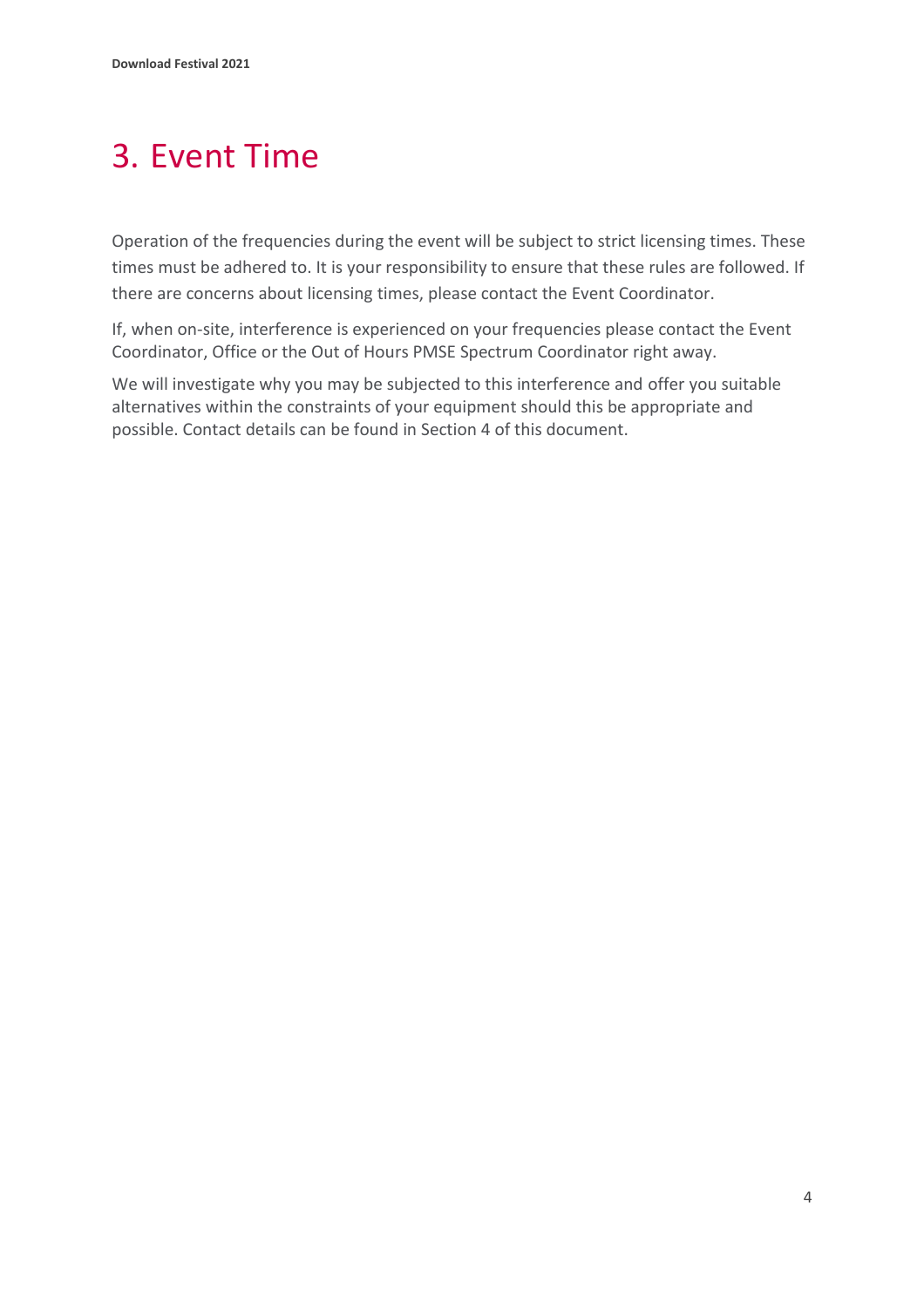# 3. Event Time

Operation of the frequencies during the event will be subject to strict licensing times. These times must be adhered to. It is your responsibility to ensure that these rules are followed. If there are concerns about licensing times, please contact the Event Coordinator.

If, when on-site, interference is experienced on your frequencies please contact the Event Coordinator, Office or the Out of Hours PMSE Spectrum Coordinator right away.

We will investigate why you may be subjected to this interference and offer you suitable alternatives within the constraints of your equipment should this be appropriate and possible. Contact details can be found in Section 4 of this document.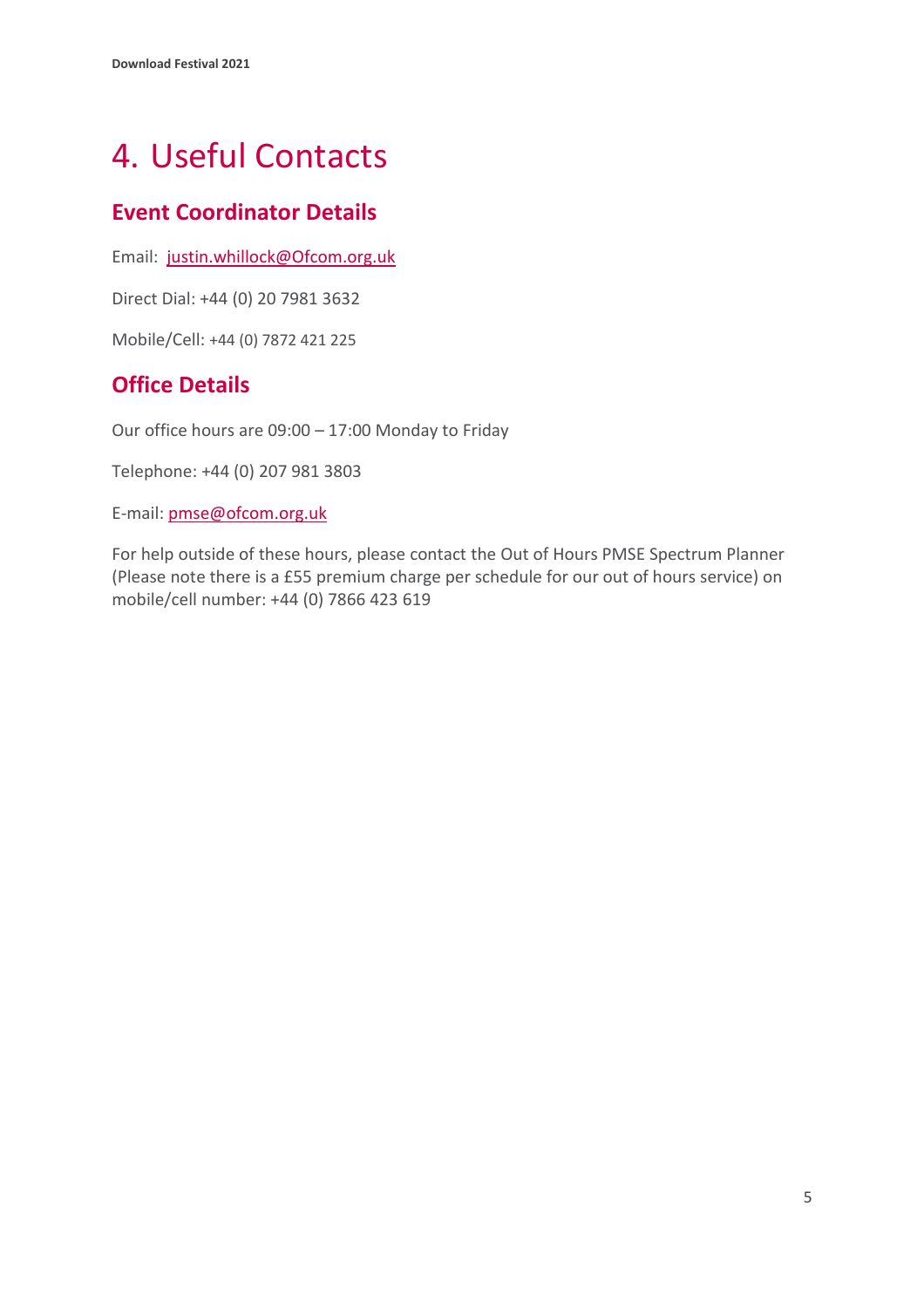# 4. Useful Contacts

## Event Coordinator Details

Email: justin.whillock@Ofcom.org.uk

Direct Dial: +44 (0) 20 7981 3632

Mobile/Cell: +44 (0) 7872 421 225

## Office Details

Our office hours are 09:00 – 17:00 Monday to Friday

Telephone: +44 (0) 207 981 3803

E-mail: pmse@ofcom.org.uk

For help outside of these hours, please contact the Out of Hours PMSE Spectrum Planner (Please note there is a £55 premium charge per schedule for our out of hours service) on mobile/cell number: +44 (0) 7866 423 619